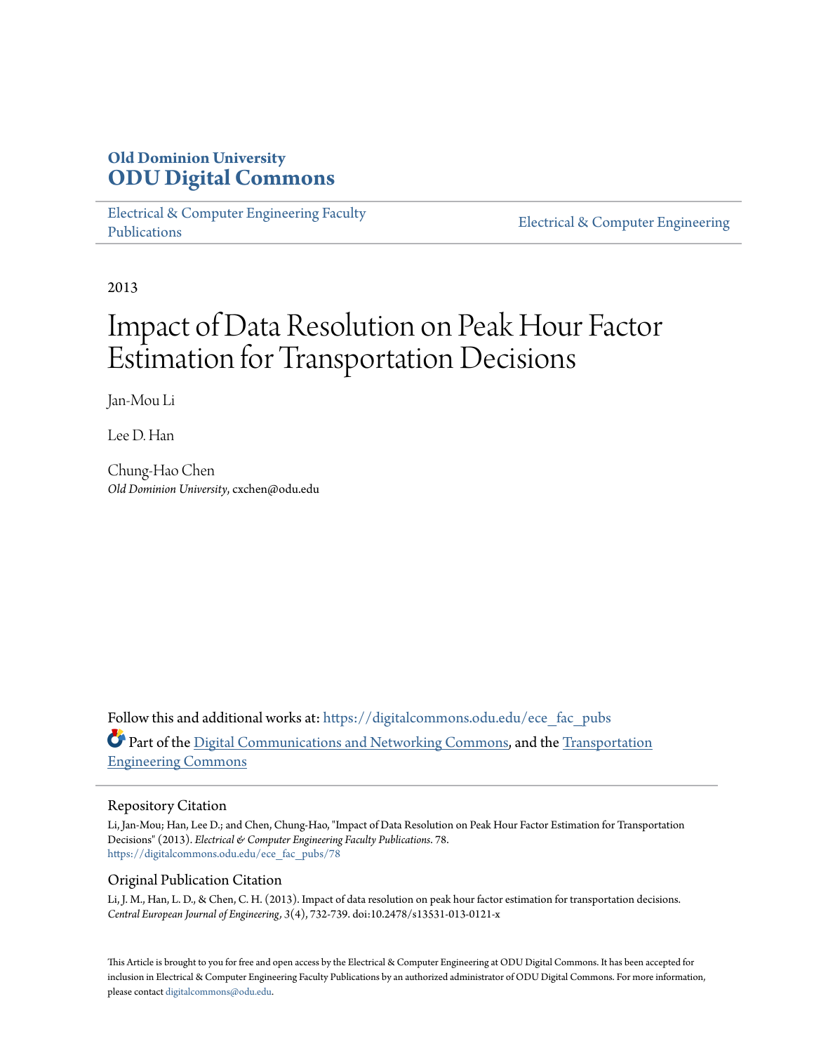**Old Dominion University**
# ODU Digital Commons

Electrical & Computer Engineering Faculty Publications | Electrical & Computer Engineering

2013

# Impact of Data Resolution on Peak Hour Factor Estimation for Transportation Decisions

Jan-Mou Li

Lee D. Han

Chung-Hao Chen
*Old Dominion University*, cxchen@odu.edu

Follow this and additional works at: https://digitalcommons.odu.edu/ece_fac_pubs

Part of the Digital Communications and Networking Commons, and the Transportation Engineering Commons

## Repository Citation

Li, Jan-Mou; Han, Lee D.; and Chen, Chung-Hao, "Impact of Data Resolution on Peak Hour Factor Estimation for Transportation Decisions" (2013). *Electrical & Computer Engineering Faculty Publications*. 78.
https://digitalcommons.odu.edu/ece_fac_pubs/78

## Original Publication Citation

Li, J. M., Han, L. D., & Chen, C. H. (2013). Impact of data resolution on peak hour factor estimation for transportation decisions. *Central European Journal of Engineering*, 3(4), 732-739. doi:10.2478/s13531-013-0121-x

This Article is brought to you for free and open access by the Electrical & Computer Engineering at ODU Digital Commons. It has been accepted for inclusion in Electrical & Computer Engineering Faculty Publications by an authorized administrator of ODU Digital Commons. For more information, please contact digitalcommons@odu.edu.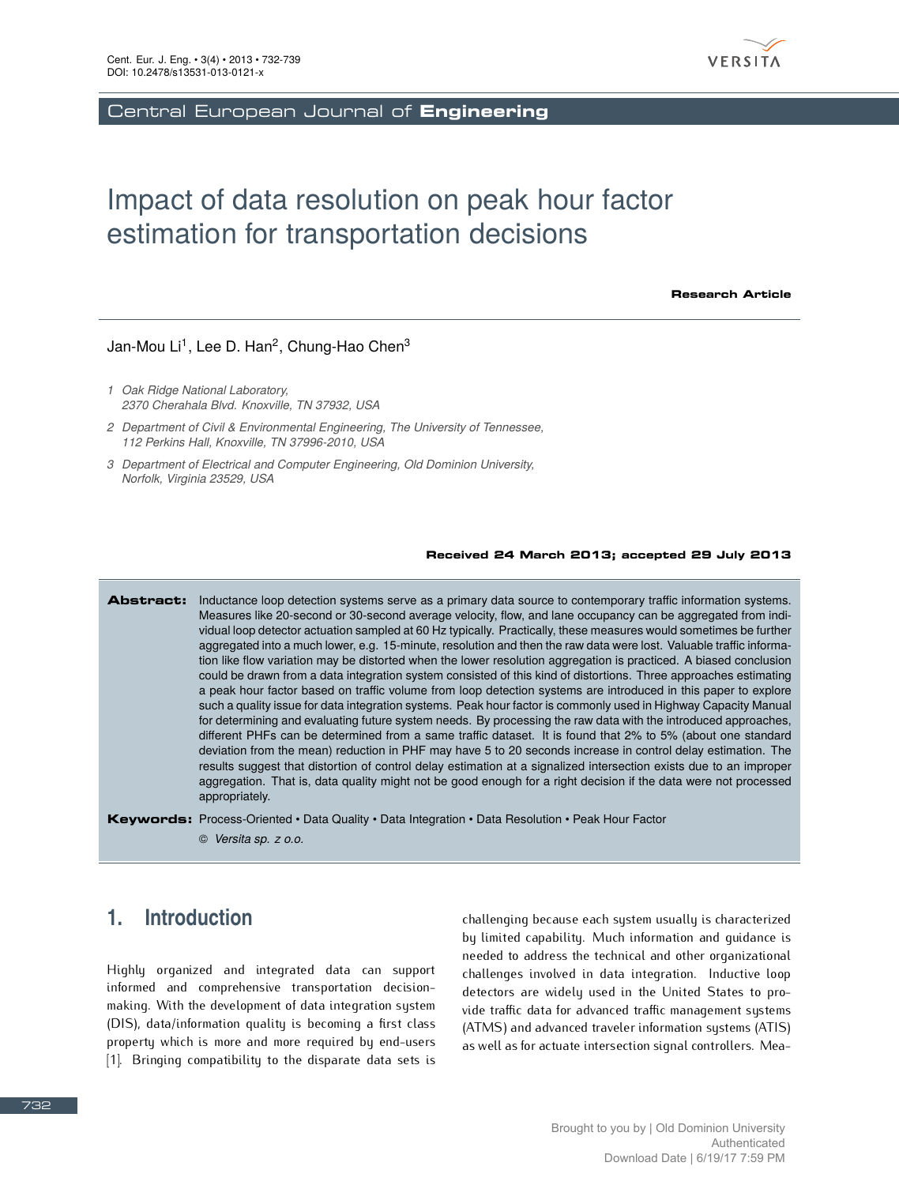# Impact of data resolution on peak hour factor estimation for transportation decisions

**Research Article**

Jan-Mou Li[1], Lee D. Han[2], Chung-Hao Chen[3]

1 *Oak Ridge National Laboratory, 2370 Cherahala Blvd. Knoxville, TN 37932, USA*

2 *Department of Civil & Environmental Engineering, The University of Tennessee, 112 Perkins Hall, Knoxville, TN 37996-2010, USA*

3 *Department of Electrical and Computer Engineering, Old Dominion University, Norfolk, Virginia 23529, USA*

**Received 24 March 2013; accepted 29 July 2013**

**Abstract:** Inductance loop detection systems serve as a primary data source to contemporary traffic information systems. Measures like 20-second or 30-second average velocity, flow, and lane occupancy can be aggregated from individual loop detector actuation sampled at 60 Hz typically. Practically, these measures would sometimes be further aggregated into a much lower, e.g. 15-minute, resolution and then the raw data were lost. Valuable traffic information like flow variation may be distorted when the lower resolution aggregation is practiced. A biased conclusion could be drawn from a data integration system consisted of this kind of distortions. Three approaches estimating a peak hour factor based on traffic volume from loop detection systems are introduced in this paper to explore such a quality issue for data integration systems. Peak hour factor is commonly used in Highway Capacity Manual for determining and evaluating future system needs. By processing the raw data with the introduced approaches, different PHFs can be determined from a same traffic dataset. It is found that 2% to 5% (about one standard deviation from the mean) reduction in PHF may have 5 to 20 seconds increase in control delay estimation. The results suggest that distortion of control delay estimation at a signalized intersection exists due to an improper aggregation. That is, data quality might not be good enough for a right decision if the data were not processed appropriately.

**Keywords:** Process-Oriented • Data Quality • Data Integration • Data Resolution • Peak Hour Factor

© *Versita sp. z o.o.*

## 1. Introduction

Highly organized and integrated data can support informed and comprehensive transportation decision-making. With the development of data integration system (DIS), data/information quality is becoming a first class property which is more and more required by end-users [1]. Bringing compatibility to the disparate data sets is challenging because each system usually is characterized by limited capability. Much information and guidance is needed to address the technical and other organizational challenges involved in data integration. Inductive loop detectors are widely used in the United States to provide traffic data for advanced traffic management systems (ATMS) and advanced traveler information systems (ATIS) as well as for actuate intersection signal controllers. Mea-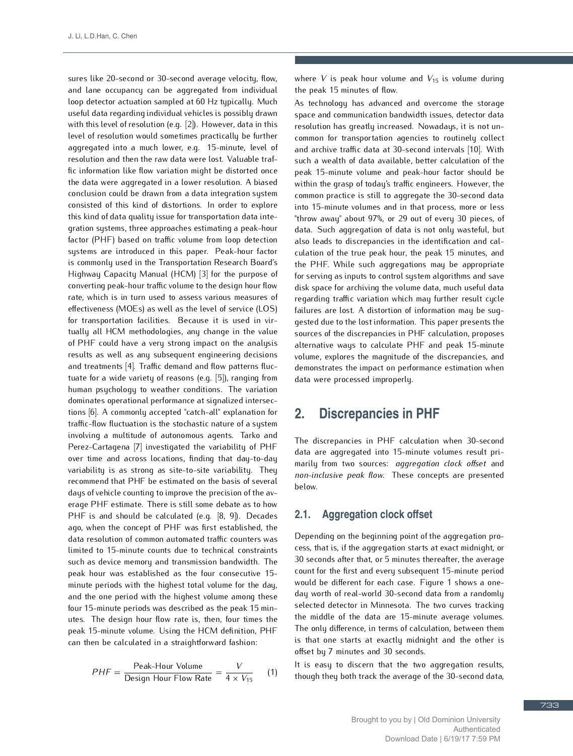sures like 20-second or 30-second average velocity, flow, and lane occupancy can be aggregated from individual loop detector actuation sampled at 60 Hz typically. Much useful data regarding individual vehicles is possibly drawn with this level of resolution (e.g. [2]). However, data in this level of resolution would sometimes practically be further aggregated into a much lower, e.g. 15-minute, level of resolution and then the raw data were lost. Valuable traffic information like flow variation might be distorted once the data were aggregated in a lower resolution. A biased conclusion could be drawn from a data integration system consisted of this kind of distortions. In order to explore this kind of data quality issue for transportation data integration systems, three approaches estimating a peak-hour factor (PHF) based on traffic volume from loop detection systems are introduced in this paper. Peak-hour factor is commonly used in the Transportation Research Board's Highway Capacity Manual (HCM) [3] for the purpose of converting peak-hour traffic volume to the design hour flow rate, which is in turn used to assess various measures of effectiveness (MOEs) as well as the level of service (LOS) for transportation facilities. Because it is used in virtually all HCM methodologies, any change in the value of PHF could have a very strong impact on the analysis results as well as any subsequent engineering decisions and treatments [4]. Traffic demand and flow patterns fluctuate for a wide variety of reasons (e.g. [5]), ranging from human psychology to weather conditions. The variation dominates operational performance at signalized intersections [6]. A commonly accepted "catch-all" explanation for traffic-flow fluctuation is the stochastic nature of a system involving a multitude of autonomous agents. Tarko and Perez-Cartagena [7] investigated the variability of PHF over time and across locations, finding that day-to-day variability is as strong as site-to-site variability. They recommend that PHF be estimated on the basis of several days of vehicle counting to improve the precision of the average PHF estimate. There is still some debate as to how PHF is and should be calculated (e.g. [8, 9]). Decades ago, when the concept of PHF was first established, the data resolution of common automated traffic counters was limited to 15-minute counts due to technical constraints such as device memory and transmission bandwidth. The peak hour was established as the four consecutive 15-minute periods with the highest total volume for the day, and the one period with the highest volume among these four 15-minute periods was described as the peak 15 minutes. The design hour flow rate is, then, four times the peak 15-minute volume. Using the HCM definition, PHF can then be calculated in a straightforward fashion:

$$PHF = \frac{\text{Peak-Hour Volume}}{\text{Design Hour Flow Rate}} = \frac{V}{4 \times V_{15}} \qquad (1)$$

where $V$ is peak hour volume and $V_{15}$ is volume during the peak 15 minutes of flow.

As technology has advanced and overcome the storage space and communication bandwidth issues, detector data resolution has greatly increased. Nowadays, it is not uncommon for transportation agencies to routinely collect and archive traffic data at 30-second intervals [10]. With such a wealth of data available, better calculation of the peak 15-minute volume and peak-hour factor should be within the grasp of today's traffic engineers. However, the common practice is still to aggregate the 30-second data into 15-minute volumes and in that process, more or less "throw away" about 97%, or 29 out of every 30 pieces, of data. Such aggregation of data is not only wasteful, but also leads to discrepancies in the identification and calculation of the true peak hour, the peak 15 minutes, and the PHF. While such aggregations may be appropriate for serving as inputs to control system algorithms and save disk space for archiving the volume data, much useful data regarding traffic variation which may further result cycle failures are lost. A distortion of information may be suggested due to the lost information. This paper presents the sources of the discrepancies in PHF calculation, proposes alternative ways to calculate PHF and peak 15-minute volume, explores the magnitude of the discrepancies, and demonstrates the impact on performance estimation when data were processed improperly.

## 2. Discrepancies in PHF

The discrepancies in PHF calculation when 30-second data are aggregated into 15-minute volumes result primarily from two sources: *aggregation clock offset* and *non-inclusive peak flow*. These concepts are presented below.

### 2.1. Aggregation clock offset

Depending on the beginning point of the aggregation process, that is, if the aggregation starts at exact midnight, or 30 seconds after that, or 5 minutes thereafter, the average count for the first and every subsequent 15-minute period would be different for each case. Figure 1 shows a one-day worth of real-world 30-second data from a randomly selected detector in Minnesota. The two curves tracking the middle of the data are 15-minute average volumes. The only difference, in terms of calculation, between them is that one starts at exactly midnight and the other is offset by 7 minutes and 30 seconds.

It is easy to discern that the two aggregation results, though they both track the average of the 30-second data,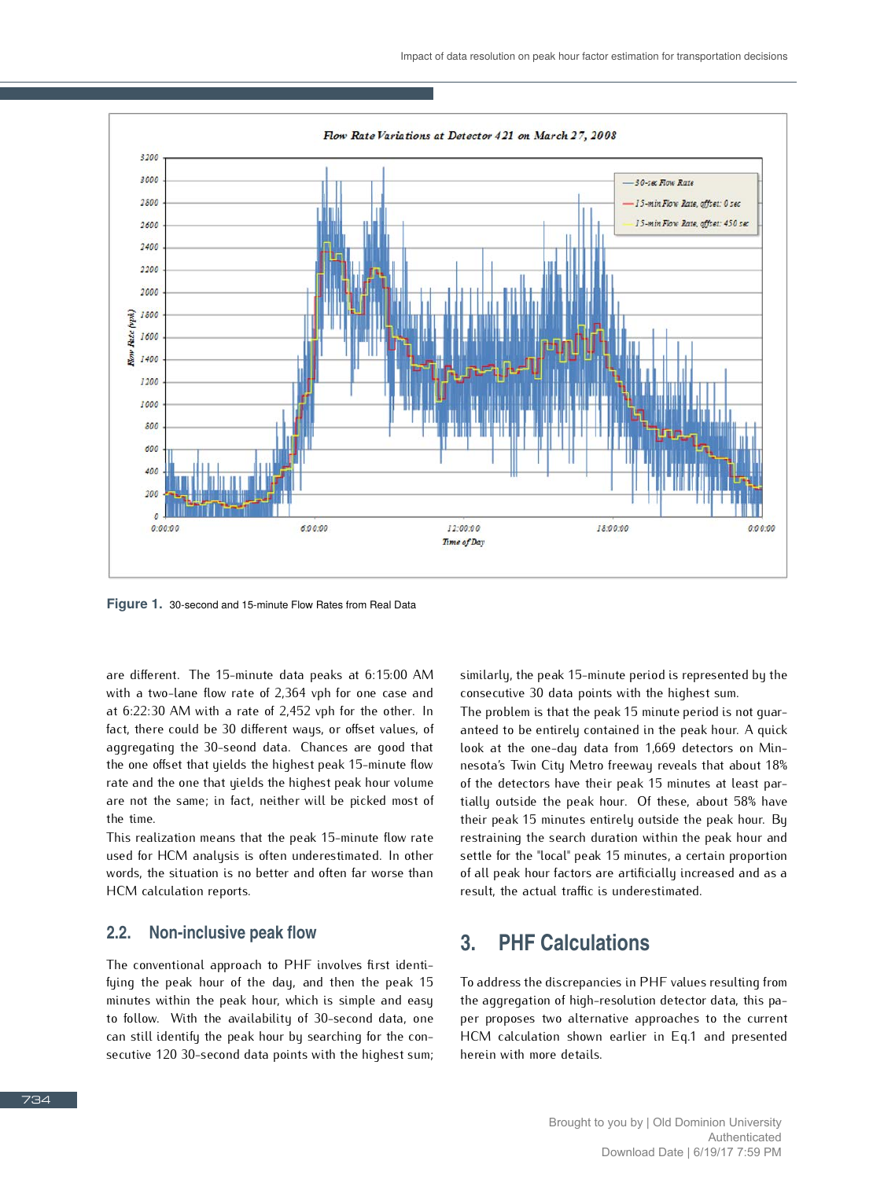**Figure 1.** 30-second and 15-minute Flow Rates from Real Data

are different. The 15-minute data peaks at 6:15:00 AM with a two-lane flow rate of 2,364 vph for one case and at 6:22:30 AM with a rate of 2,452 vph for the other. In fact, there could be 30 different ways, or offset values, of aggregating the 30-seond data. Chances are good that the one offset that yields the highest peak 15-minute flow rate and the one that yields the highest peak hour volume are not the same; in fact, neither will be picked most of the time.

This realization means that the peak 15-minute flow rate used for HCM analysis is often underestimated. In other words, the situation is no better and often far worse than HCM calculation reports.

### 2.2. Non-inclusive peak flow

The conventional approach to PHF involves first identifying the peak hour of the day, and then the peak 15 minutes within the peak hour, which is simple and easy to follow. With the availability of 30-second data, one can still identify the peak hour by searching for the consecutive 120 30-second data points with the highest sum; similarly, the peak 15-minute period is represented by the consecutive 30 data points with the highest sum.

The problem is that the peak 15 minute period is not guaranteed to be entirely contained in the peak hour. A quick look at the one-day data from 1,669 detectors on Minnesota's Twin City Metro freeway reveals that about 18% of the detectors have their peak 15 minutes at least partially outside the peak hour. Of these, about 58% have their peak 15 minutes entirely outside the peak hour. By restraining the search duration within the peak hour and settle for the "local" peak 15 minutes, a certain proportion of all peak hour factors are artificially increased and as a result, the actual traffic is underestimated.

## 3. PHF Calculations

To address the discrepancies in PHF values resulting from the aggregation of high-resolution detector data, this paper proposes two alternative approaches to the current HCM calculation shown earlier in Eq.1 and presented herein with more details.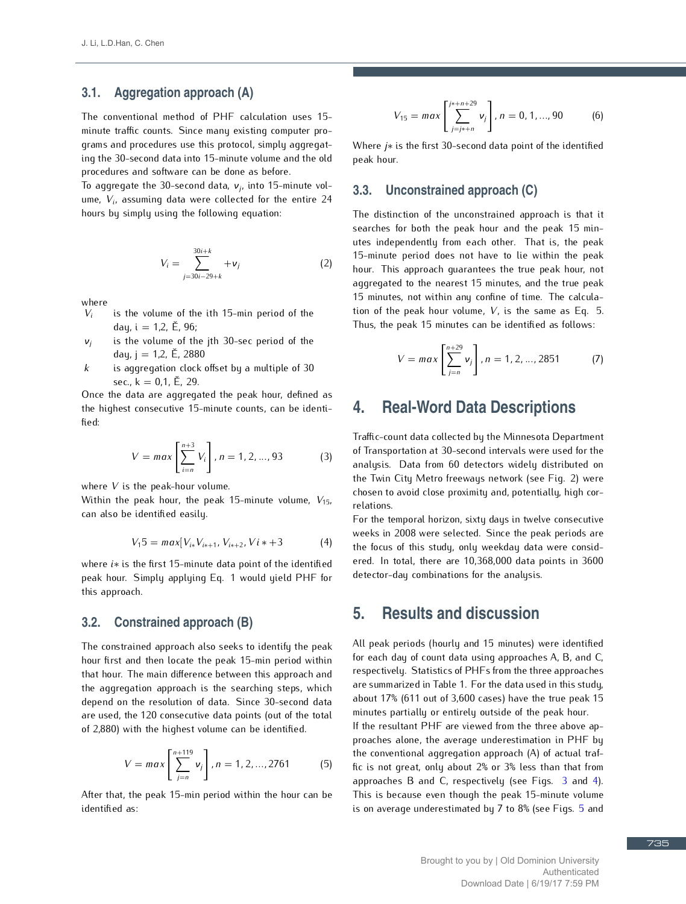### 3.1. Aggregation approach (A)

The conventional method of PHF calculation uses 15-minute traffic counts. Since many existing computer programs and procedures use this protocol, simply aggregating the 30-second data into 15-minute volume and the old procedures and software can be done as before.

To aggregate the 30-second data, $v_j$, into 15-minute volume, $V_i$, assuming data were collected for the entire 24 hours by simply using the following equation:

$$V_i = \sum_{j=30i-29+k}^{30i+k} +v_j \tag{2}$$

where

- $V_i$ is the volume of the ith 15-min period of the day, i = 1,2, Ě, 96;
- $v_j$ is the volume of the jth 30-sec period of the day, j = 1,2, Ě, 2880
- $k$ is aggregation clock offset by a multiple of 30 sec., k = 0,1, Ě, 29.

Once the data are aggregated the peak hour, defined as the highest consecutive 15-minute counts, can be identified:

$$V = max\left[\sum_{i=n}^{n+3} V_i\right], n = 1, 2, ..., 93 \tag{3}$$

where $V$ is the peak-hour volume.

Within the peak hour, the peak 15-minute volume, $V_{15}$, can also be identified easily.

$$V_15 = max[V_{i*}V_{i*+1}, V_{i*+2}, Vi*+3 \tag{4}$$

where $i*$ is the first 15-minute data point of the identified peak hour. Simply applying Eq. 1 would yield PHF for this approach.

### 3.2. Constrained approach (B)

The constrained approach also seeks to identify the peak hour first and then locate the peak 15-min period within that hour. The main difference between this approach and the aggregation approach is the searching steps, which depend on the resolution of data. Since 30-second data are used, the 120 consecutive data points (out of the total of 2,880) with the highest volume can be identified.

$$V = max\left[\sum_{j=n}^{n+119} v_j\right], n = 1, 2, ..., 2761 \tag{5}$$

After that, the peak 15-min period within the hour can be identified as:

$$V_{15} = max\left[\sum_{j=j*+n}^{j*+n+29} v_j\right], n = 0, 1, ..., 90 \tag{6}$$

Where $j*$ is the first 30-second data point of the identified peak hour.

### 3.3. Unconstrained approach (C)

The distinction of the unconstrained approach is that it searches for both the peak hour and the peak 15 minutes independently from each other. That is, the peak 15-minute period does not have to lie within the peak hour. This approach guarantees the true peak hour, not aggregated to the nearest 15 minutes, and the true peak 15 minutes, not within any confine of time. The calculation of the peak hour volume, $V$, is the same as Eq. 5. Thus, the peak 15 minutes can be identified as follows:

$$V = max\left[\sum_{j=n}^{n+29} v_j\right], n = 1, 2, ..., 2851 \tag{7}$$

## 4. Real-Word Data Descriptions

Traffic-count data collected by the Minnesota Department of Transportation at 30-second intervals were used for the analysis. Data from 60 detectors widely distributed on the Twin City Metro freeways network (see Fig. 2) were chosen to avoid close proximity and, potentially, high correlations.

For the temporal horizon, sixty days in twelve consecutive weeks in 2008 were selected. Since the peak periods are the focus of this study, only weekday data were considered. In total, there are 10,368,000 data points in 3600 detector-day combinations for the analysis.

## 5. Results and discussion

All peak periods (hourly and 15 minutes) were identified for each day of count data using approaches A, B, and C, respectively. Statistics of PHFs from the three approaches are summarized in Table 1. For the data used in this study, about 17% (611 out of 3,600 cases) have the true peak 15 minutes partially or entirely outside of the peak hour.

If the resultant PHF are viewed from the three above approaches alone, the average underestimation in PHF by the conventional aggregation approach (A) of actual traffic is not great, only about 2% or 3% less than that from approaches B and C, respectively (see Figs. 3 and 4). This is because even though the peak 15-minute volume is on average underestimated by 7 to 8% (see Figs. 5 and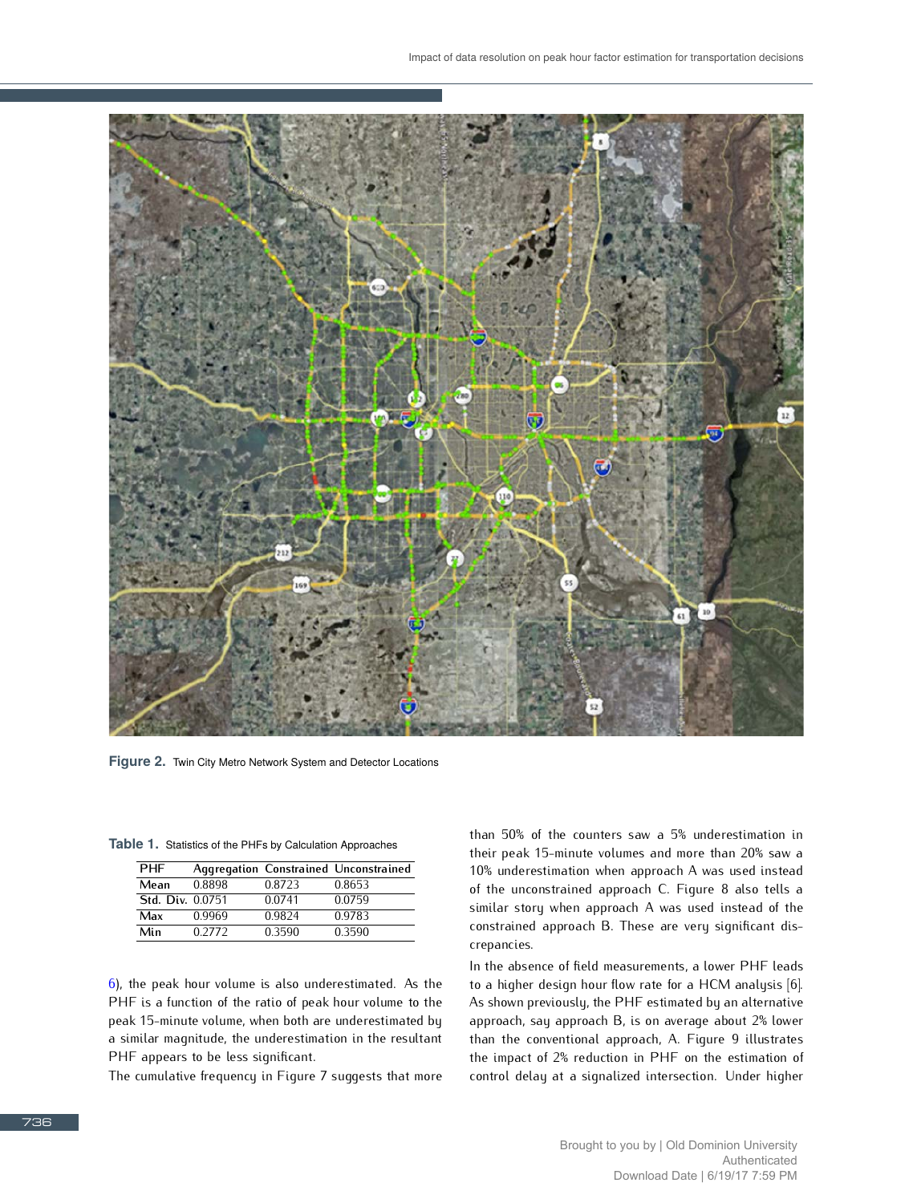Figure 2. Twin City Metro Network System and Detector Locations

Table 1. Statistics of the PHFs by Calculation Approaches

| PHF | Aggregation | Constrained | Unconstrained |
|---|---|---|---|
| Mean | 0.8898 | 0.8723 | 0.8653 |
| Std. Div. | 0.0751 | 0.0741 | 0.0759 |
| Max | 0.9969 | 0.9824 | 0.9783 |
| Min | 0.2772 | 0.3590 | 0.3590 |

6), the peak hour volume is also underestimated. As the PHF is a function of the ratio of peak hour volume to the peak 15-minute volume, when both are underestimated by a similar magnitude, the underestimation in the resultant PHF appears to be less significant.

The cumulative frequency in Figure 7 suggests that more than 50% of the counters saw a 5% underestimation in their peak 15-minute volumes and more than 20% saw a 10% underestimation when approach A was used instead of the unconstrained approach C. Figure 8 also tells a similar story when approach A was used instead of the constrained approach B. These are very significant discrepancies.

In the absence of field measurements, a lower PHF leads to a higher design hour flow rate for a HCM analysis [6]. As shown previously, the PHF estimated by an alternative approach, say approach B, is on average about 2% lower than the conventional approach, A. Figure 9 illustrates the impact of 2% reduction in PHF on the estimation of control delay at a signalized intersection. Under higher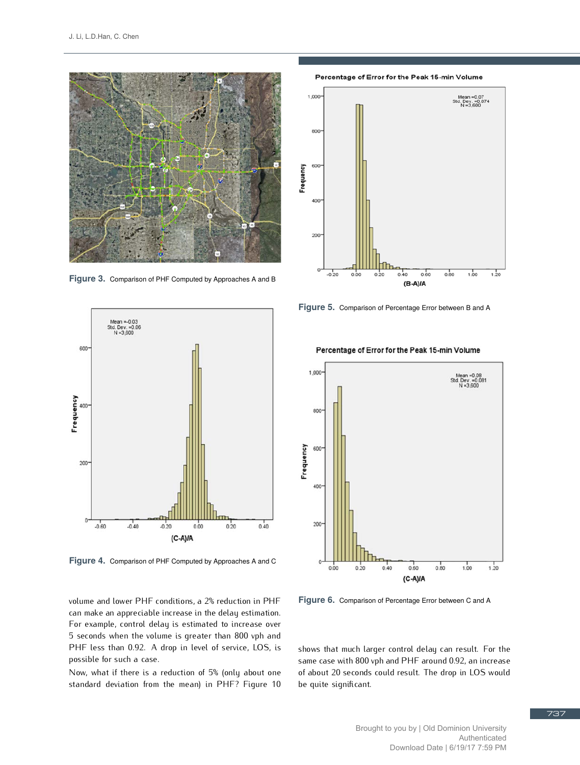Figure 3. Comparison of PHF Computed by Approaches A and B

Figure 4. Comparison of PHF Computed by Approaches A and C

Figure 5. Comparison of Percentage Error between B and A

Figure 6. Comparison of Percentage Error between C and A

volume and lower PHF conditions, a 2% reduction in PHF can make an appreciable increase in the delay estimation. For example, control delay is estimated to increase over 5 seconds when the volume is greater than 800 vph and PHF less than 0.92. A drop in level of service, LOS, is possible for such a case.

Now, what if there is a reduction of 5% (only about one standard deviation from the mean) in PHF? Figure 10 shows that much larger control delay can result. For the same case with 800 vph and PHF around 0.92, an increase of about 20 seconds could result. The drop in LOS would be quite significant.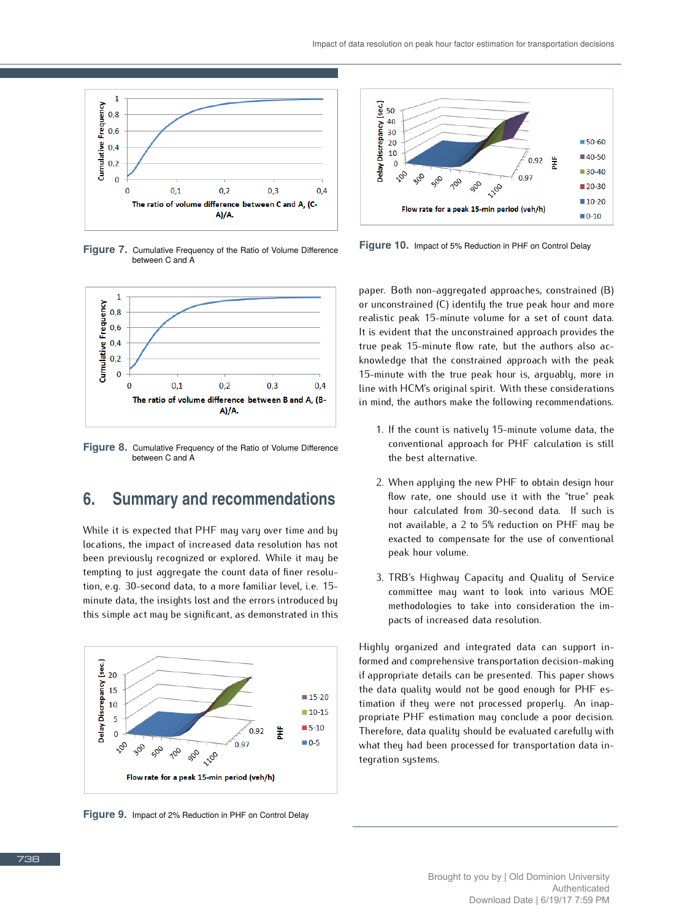Figure 7. Cumulative Frequency of the Ratio of Volume Difference between C and A

Figure 8. Cumulative Frequency of the Ratio of Volume Difference between C and A

## 6. Summary and recommendations

While it is expected that PHF may vary over time and by locations, the impact of increased data resolution has not been previously recognized or explored. While it may be tempting to just aggregate the count data of finer resolution, e.g. 30-second data, to a more familiar level, i.e. 15-minute data, the insights lost and the errors introduced by this simple act may be significant, as demonstrated in this paper. Both non-aggregated approaches, constrained (B) or unconstrained (C) identify the true peak hour and more realistic peak 15-minute volume for a set of count data. It is evident that the unconstrained approach provides the true peak 15-minute flow rate, but the authors also acknowledge that the constrained approach with the peak 15-minute with the true peak hour is, arguably, more in line with HCM's original spirit. With these considerations in mind, the authors make the following recommendations.

Figure 9. Impact of 2% Reduction in PHF on Control Delay

Figure 10. Impact of 5% Reduction in PHF on Control Delay

1. If the count is natively 15-minute volume data, the conventional approach for PHF calculation is still the best alternative.

2. When applying the new PHF to obtain design hour flow rate, one should use it with the "true" peak hour calculated from 30-second data. If such is not available, a 2 to 5% reduction on PHF may be exacted to compensate for the use of conventional peak hour volume.

3. TRB's Highway Capacity and Quality of Service committee may want to look into various MOE methodologies to take into consideration the impacts of increased data resolution.

Highly organized and integrated data can support informed and comprehensive transportation decision-making if appropriate details can be presented. This paper shows the data quality would not be good enough for PHF estimation if they were not processed properly. An inappropriate PHF estimation may conclude a poor decision. Therefore, data quality should be evaluated carefully with what they had been processed for transportation data integration systems.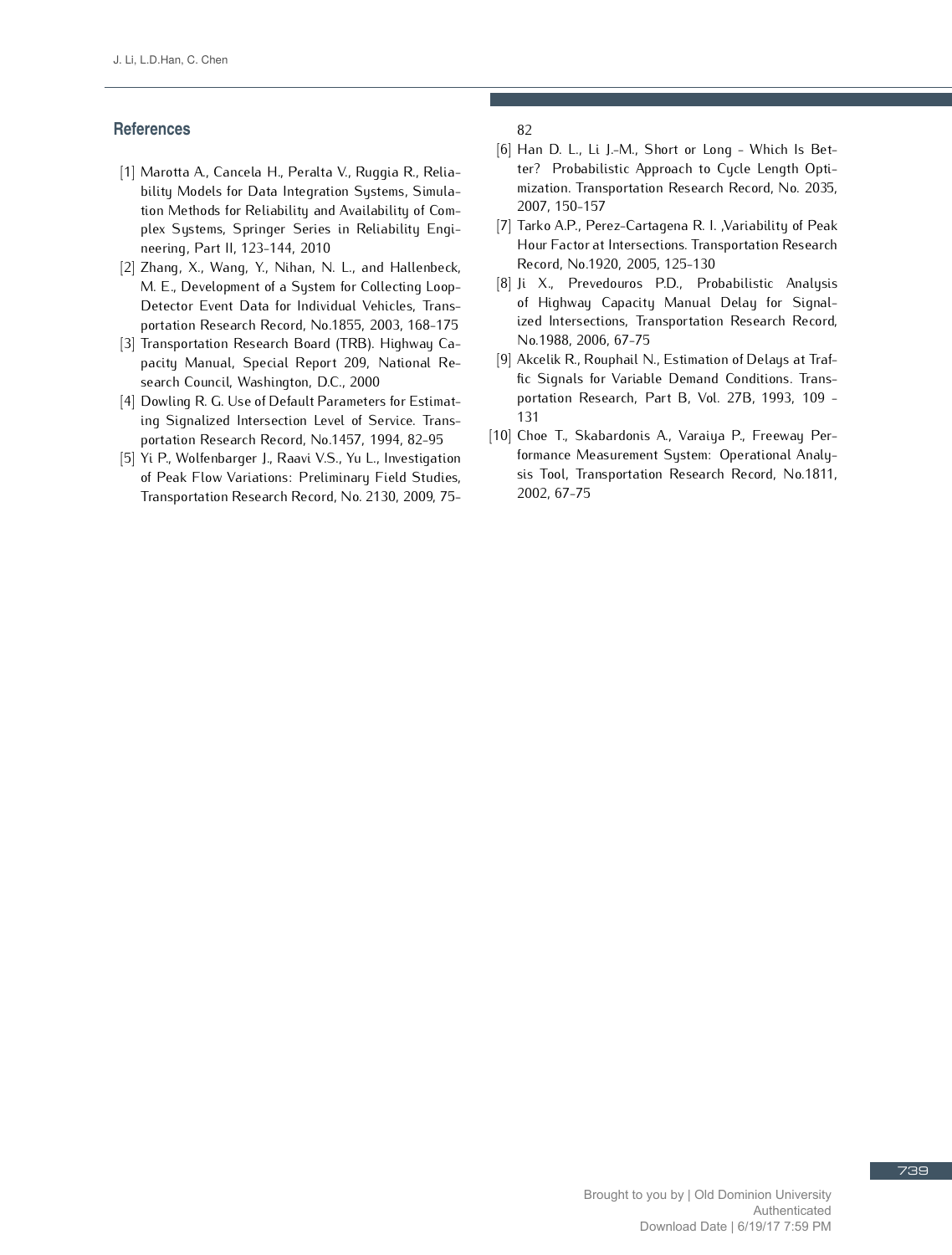## References

[1] Marotta A., Cancela H., Peralta V., Ruggia R., Reliability Models for Data Integration Systems, Simulation Methods for Reliability and Availability of Complex Systems, Springer Series in Reliability Engineering, Part II, 123-144, 2010

[2] Zhang, X., Wang, Y., Nihan, N. L., and Hallenbeck, M. E., Development of a System for Collecting Loop-Detector Event Data for Individual Vehicles, Transportation Research Record, No.1855, 2003, 168-175

[3] Transportation Research Board (TRB). Highway Capacity Manual, Special Report 209, National Research Council, Washington, D.C., 2000

[4] Dowling R. G. Use of Default Parameters for Estimating Signalized Intersection Level of Service. Transportation Research Record, No.1457, 1994, 82-95

[5] Yi P., Wolfenbarger J., Raavi V.S., Yu L., Investigation of Peak Flow Variations: Preliminary Field Studies, Transportation Research Record, No. 2130, 2009, 75-82

[6] Han D. L., Li J.-M., Short or Long - Which Is Better? Probabilistic Approach to Cycle Length Optimization. Transportation Research Record, No. 2035, 2007, 150-157

[7] Tarko A.P., Perez-Cartagena R. I. ,Variability of Peak Hour Factor at Intersections. Transportation Research Record, No.1920, 2005, 125-130

[8] Ji X., Prevedouros P.D., Probabilistic Analysis of Highway Capacity Manual Delay for Signalized Intersections, Transportation Research Record, No.1988, 2006, 67-75

[9] Akcelik R., Rouphail N., Estimation of Delays at Traffic Signals for Variable Demand Conditions. Transportation Research, Part B, Vol. 27B, 1993, 109 - 131

[10] Choe T., Skabardonis A., Varaiya P., Freeway Performance Measurement System: Operational Analysis Tool, Transportation Research Record, No.1811, 2002, 67-75